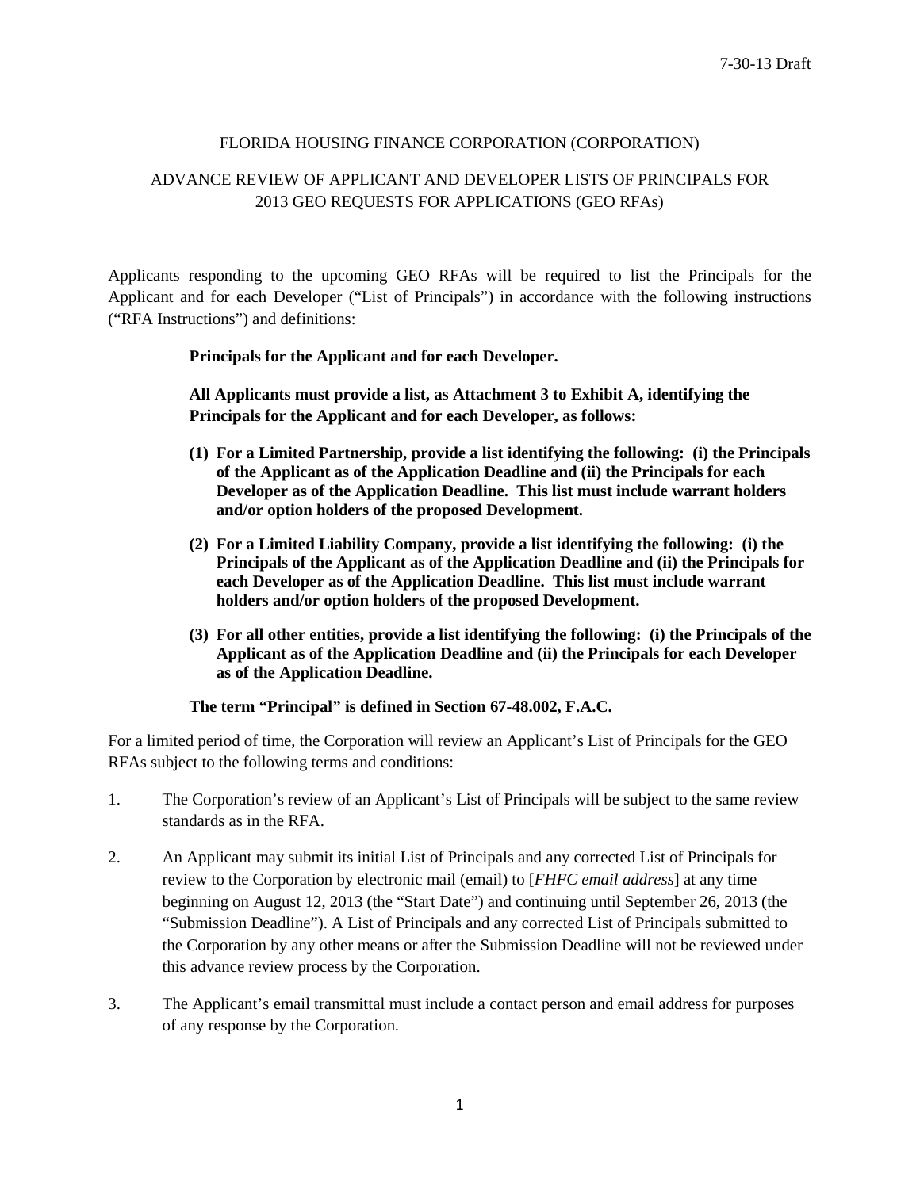7-30-13 Draft

FLORIDA HOUSING FINANCE CORPORATION (CORPORATION)

ADVANCE REVIEW OF APPLICANT AND DEVELOPER LISTS OF PRINCIPALS FOR 2013 GEO REQUESTS FOR APPLICATIONS (GEO RFAs)

Applicants responding to the upcoming GEO RFAs will be required to list the Principals for the Applicant and for each Developer ("List of Principals") in accordance with the following instructions ("RFA Instructions") and definitions:

> **Principals for the Applicant and for each Developer.**
>
> **All Applicants must provide a list, as Attachment 3 to Exhibit A, identifying the Principals for the Applicant and for each Developer, as follows:**
>
> **(1) For a Limited Partnership, provide a list identifying the following: (i) the Principals of the Applicant as of the Application Deadline and (ii) the Principals for each Developer as of the Application Deadline. This list must include warrant holders and/or option holders of the proposed Development.**
>
> **(2) For a Limited Liability Company, provide a list identifying the following: (i) the Principals of the Applicant as of the Application Deadline and (ii) the Principals for each Developer as of the Application Deadline. This list must include warrant holders and/or option holders of the proposed Development.**
>
> **(3) For all other entities, provide a list identifying the following: (i) the Principals of the Applicant as of the Application Deadline and (ii) the Principals for each Developer as of the Application Deadline.**
>
> **The term "Principal" is defined in Section 67-48.002, F.A.C.**

For a limited period of time, the Corporation will review an Applicant's List of Principals for the GEO RFAs subject to the following terms and conditions:

1. The Corporation's review of an Applicant's List of Principals will be subject to the same review standards as in the RFA.

2. An Applicant may submit its initial List of Principals and any corrected List of Principals for review to the Corporation by electronic mail (email) to [*FHFC email address*] at any time beginning on August 12, 2013 (the "Start Date") and continuing until September 26, 2013 (the "Submission Deadline"). A List of Principals and any corrected List of Principals submitted to the Corporation by any other means or after the Submission Deadline will not be reviewed under this advance review process by the Corporation.

3. The Applicant's email transmittal must include a contact person and email address for purposes of any response by the Corporation.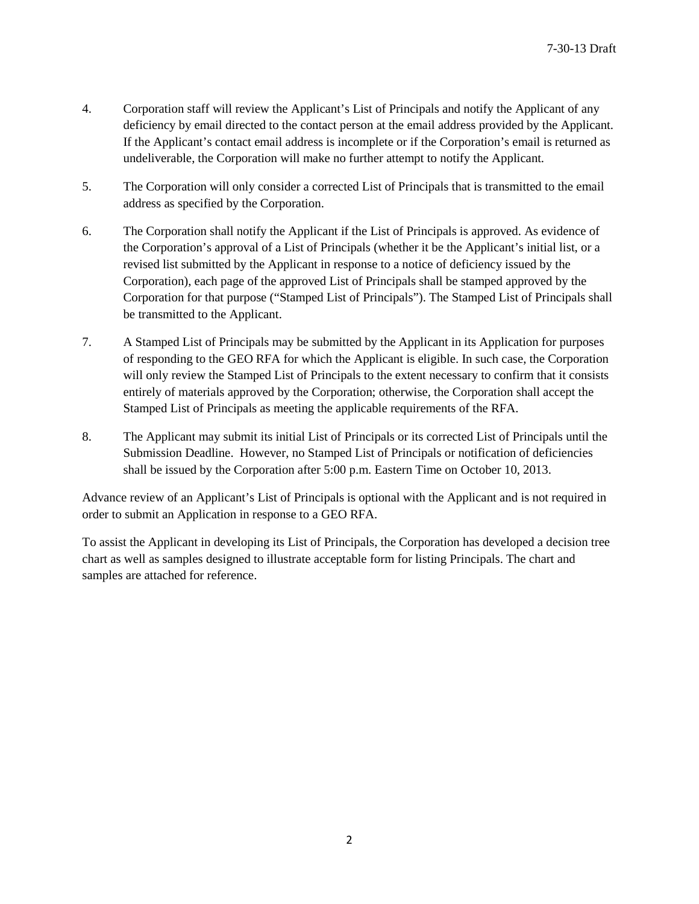4. Corporation staff will review the Applicant's List of Principals and notify the Applicant of any deficiency by email directed to the contact person at the email address provided by the Applicant. If the Applicant's contact email address is incomplete or if the Corporation's email is returned as undeliverable, the Corporation will make no further attempt to notify the Applicant.

5. The Corporation will only consider a corrected List of Principals that is transmitted to the email address as specified by the Corporation.

6. The Corporation shall notify the Applicant if the List of Principals is approved. As evidence of the Corporation's approval of a List of Principals (whether it be the Applicant's initial list, or a revised list submitted by the Applicant in response to a notice of deficiency issued by the Corporation), each page of the approved List of Principals shall be stamped approved by the Corporation for that purpose ("Stamped List of Principals"). The Stamped List of Principals shall be transmitted to the Applicant.

7. A Stamped List of Principals may be submitted by the Applicant in its Application for purposes of responding to the GEO RFA for which the Applicant is eligible. In such case, the Corporation will only review the Stamped List of Principals to the extent necessary to confirm that it consists entirely of materials approved by the Corporation; otherwise, the Corporation shall accept the Stamped List of Principals as meeting the applicable requirements of the RFA.

8. The Applicant may submit its initial List of Principals or its corrected List of Principals until the Submission Deadline. However, no Stamped List of Principals or notification of deficiencies shall be issued by the Corporation after 5:00 p.m. Eastern Time on October 10, 2013.

Advance review of an Applicant's List of Principals is optional with the Applicant and is not required in order to submit an Application in response to a GEO RFA.

To assist the Applicant in developing its List of Principals, the Corporation has developed a decision tree chart as well as samples designed to illustrate acceptable form for listing Principals. The chart and samples are attached for reference.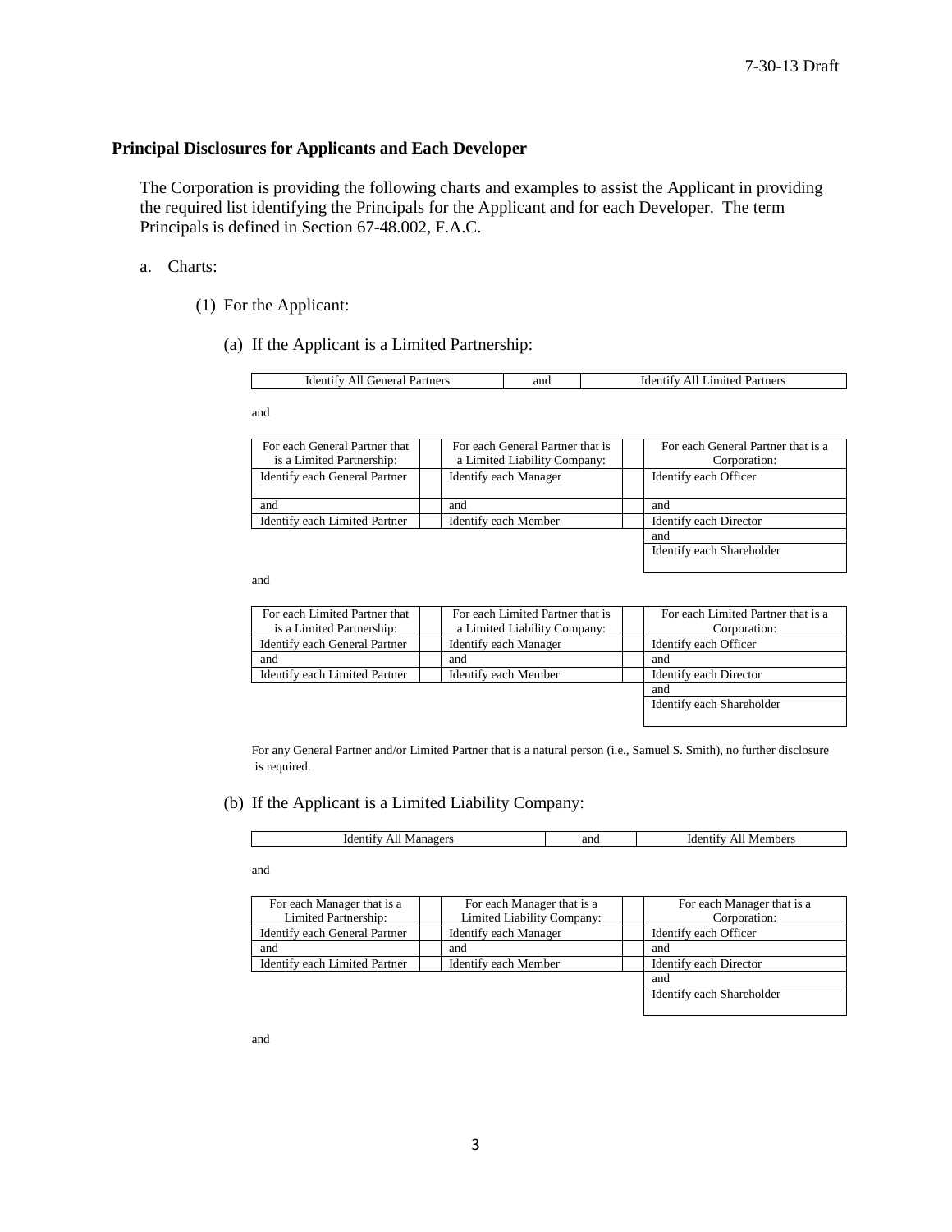**Principal Disclosures for Applicants and Each Developer**

The Corporation is providing the following charts and examples to assist the Applicant in providing the required list identifying the Principals for the Applicant and for each Developer. The term Principals is defined in Section 67-48.002, F.A.C.

a. Charts:

(1) For the Applicant:

(a) If the Applicant is a Limited Partnership:

| Identify All General Partners | and | Identify All Limited Partners |
|---|---|---|

and

| For each General Partner that is a Limited Partnership: | | For each General Partner that is a Limited Liability Company: | | For each General Partner that is a Corporation: |
|---|---|---|---|---|
| Identify each General Partner | | Identify each Manager | | Identify each Officer |
| and | | and | | and |
| Identify each Limited Partner | | Identify each Member | | Identify each Director |
| | | | | and |
| | | | | Identify each Shareholder |

and

| For each Limited Partner that is a Limited Partnership: | | For each Limited Partner that is a Limited Liability Company: | | For each Limited Partner that is a Corporation: |
|---|---|---|---|---|
| Identify each General Partner | | Identify each Manager | | Identify each Officer |
| and | | and | | and |
| Identify each Limited Partner | | Identify each Member | | Identify each Director |
| | | | | and |
| | | | | Identify each Shareholder |

For any General Partner and/or Limited Partner that is a natural person (i.e., Samuel S. Smith), no further disclosure is required.

(b) If the Applicant is a Limited Liability Company:

| Identify All Managers | and | Identify All Members |
|---|---|---|

and

| For each Manager that is a Limited Partnership: | | For each Manager that is a Limited Liability Company: | | For each Manager that is a Corporation: |
|---|---|---|---|---|
| Identify each General Partner | | Identify each Manager | | Identify each Officer |
| and | | and | | and |
| Identify each Limited Partner | | Identify each Member | | Identify each Director |
| | | | | and |
| | | | | Identify each Shareholder |

and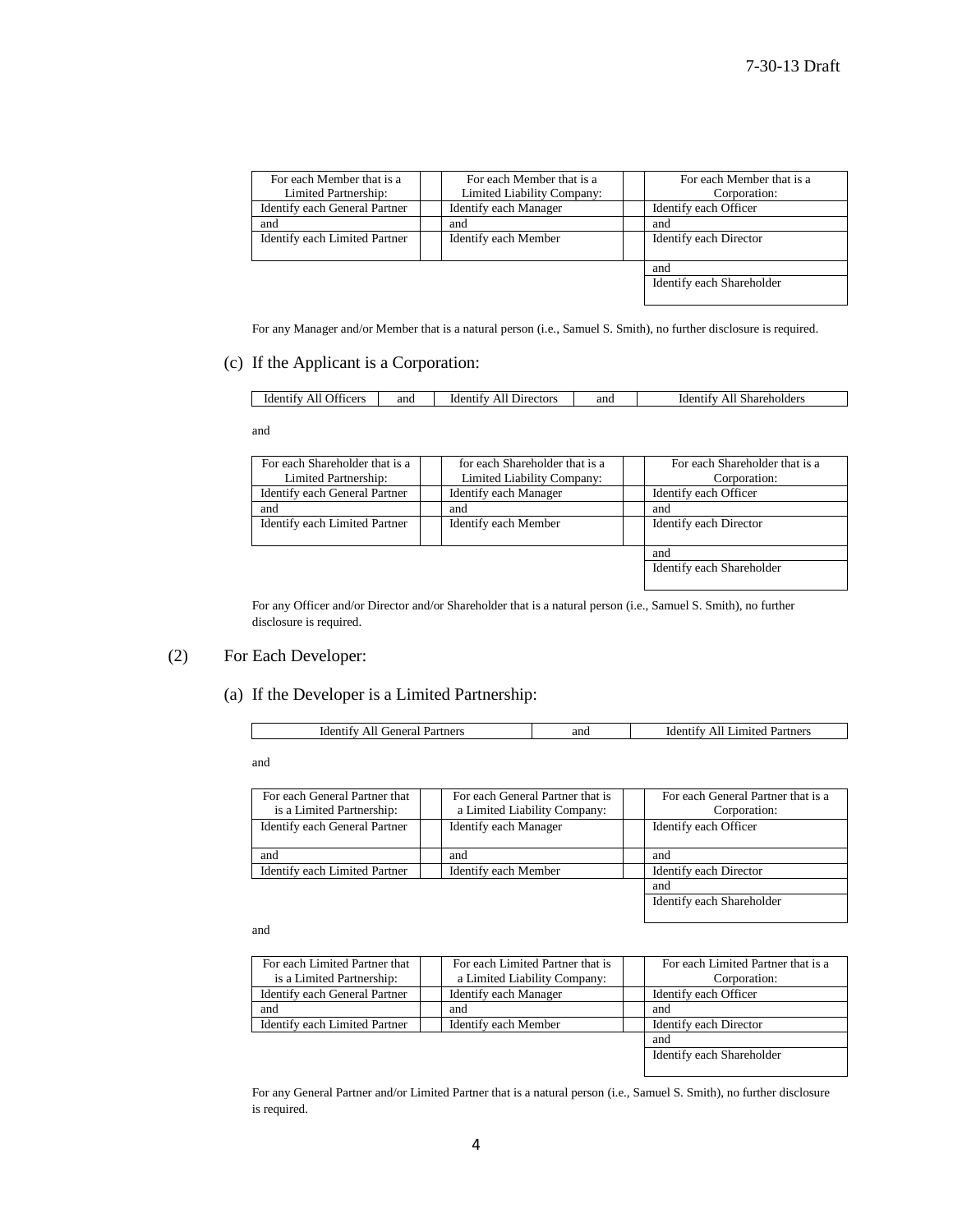| For each Member that is a Limited Partnership: | | For each Member that is a Limited Liability Company: | | For each Member that is a Corporation: |
|---|---|---|---|---|
| Identify each General Partner | | Identify each Manager | | Identify each Officer |
| and | | and | | and |
| Identify each Limited Partner | | Identify each Member | | Identify each Director |
| | | | | and |
| | | | | Identify each Shareholder |

For any Manager and/or Member that is a natural person (i.e., Samuel S. Smith), no further disclosure is required.

(c) If the Applicant is a Corporation:

| Identify All Officers | and | Identify All Directors | and | Identify All Shareholders |
|---|---|---|---|---|

and

| For each Shareholder that is a Limited Partnership: | | for each Shareholder that is a Limited Liability Company: | | For each Shareholder that is a Corporation: |
|---|---|---|---|---|
| Identify each General Partner | | Identify each Manager | | Identify each Officer |
| and | | and | | and |
| Identify each Limited Partner | | Identify each Member | | Identify each Director |
| | | | | and |
| | | | | Identify each Shareholder |

For any Officer and/or Director and/or Shareholder that is a natural person (i.e., Samuel S. Smith), no further disclosure is required.

(2) For Each Developer:

(a) If the Developer is a Limited Partnership:

| Identify All General Partners | and | Identify All Limited Partners |
|---|---|---|

and

| For each General Partner that is a Limited Partnership: | | For each General Partner that is a Limited Liability Company: | | For each General Partner that is a Corporation: |
|---|---|---|---|---|
| Identify each General Partner | | Identify each Manager | | Identify each Officer |
| and | | and | | and |
| Identify each Limited Partner | | Identify each Member | | Identify each Director |
| | | | | and |
| | | | | Identify each Shareholder |

and

| For each Limited Partner that is a Limited Partnership: | | For each Limited Partner that is a Limited Liability Company: | | For each Limited Partner that is a Corporation: |
|---|---|---|---|---|
| Identify each General Partner | | Identify each Manager | | Identify each Officer |
| and | | and | | and |
| Identify each Limited Partner | | Identify each Member | | Identify each Director |
| | | | | and |
| | | | | Identify each Shareholder |

For any General Partner and/or Limited Partner that is a natural person (i.e., Samuel S. Smith), no further disclosure is required.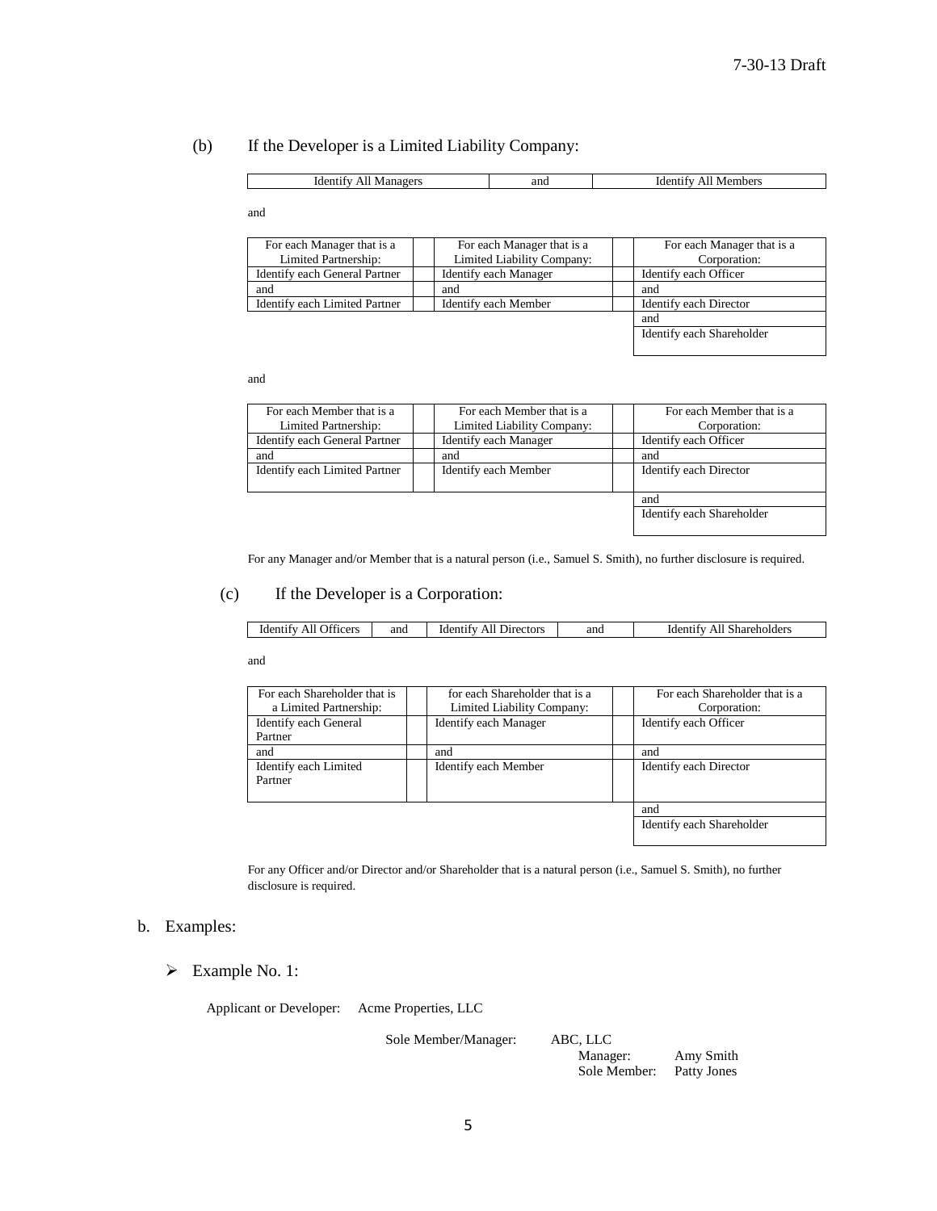(b) If the Developer is a Limited Liability Company:

| Identify All Managers | and | Identify All Members |
|---|---|---|

and

| For each Manager that is a Limited Partnership: | | For each Manager that is a Limited Liability Company: | | For each Manager that is a Corporation: |
|---|---|---|---|---|
| Identify each General Partner | | Identify each Manager | | Identify each Officer |
| and | | and | | and |
| Identify each Limited Partner | | Identify each Member | | Identify each Director |
| | | | | and |
| | | | | Identify each Shareholder |

and

| For each Member that is a Limited Partnership: | | For each Member that is a Limited Liability Company: | | For each Member that is a Corporation: |
|---|---|---|---|---|
| Identify each General Partner | | Identify each Manager | | Identify each Officer |
| and | | and | | and |
| Identify each Limited Partner | | Identify each Member | | Identify each Director |
| | | | | and |
| | | | | Identify each Shareholder |

For any Manager and/or Member that is a natural person (i.e., Samuel S. Smith), no further disclosure is required.

(c) If the Developer is a Corporation:

| Identify All Officers | and | Identify All Directors | and | Identify All Shareholders |
|---|---|---|---|---|

and

| For each Shareholder that is a Limited Partnership: | | for each Shareholder that is a Limited Liability Company: | | For each Shareholder that is a Corporation: |
|---|---|---|---|---|
| Identify each General Partner | | Identify each Manager | | Identify each Officer |
| and | | and | | and |
| Identify each Limited Partner | | Identify each Member | | Identify each Director |
| | | | | and |
| | | | | Identify each Shareholder |

For any Officer and/or Director and/or Shareholder that is a natural person (i.e., Samuel S. Smith), no further disclosure is required.

b. Examples:

- Example No. 1:

Applicant or Developer: Acme Properties, LLC

Sole Member/Manager: ABC, LLC
  Manager: Amy Smith
  Sole Member: Patty Jones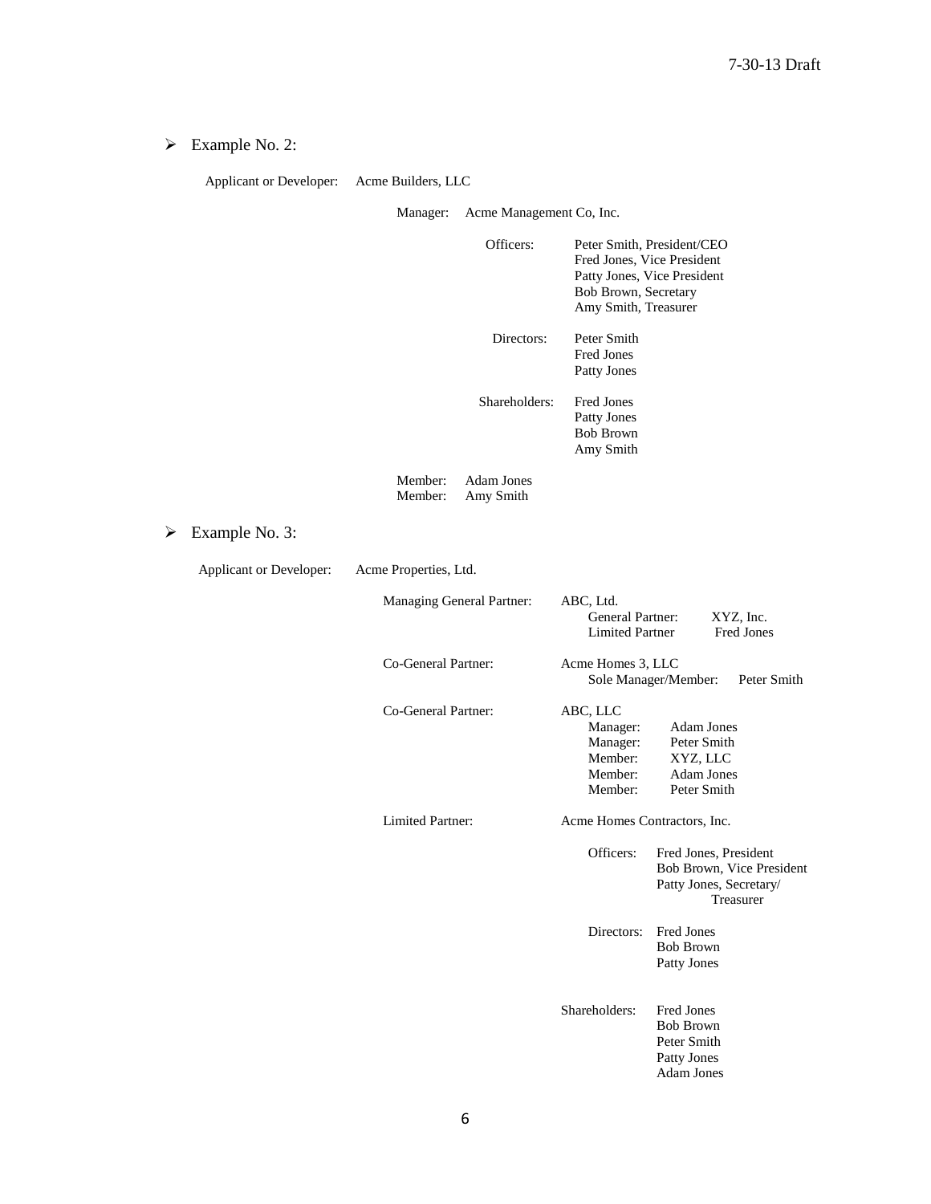- Example No. 2:

Applicant or Developer: Acme Builders, LLC

Manager: Acme Management Co, Inc.

Officers:
Peter Smith, President/CEO
Fred Jones, Vice President
Patty Jones, Vice President
Bob Brown, Secretary
Amy Smith, Treasurer

Directors:
Peter Smith
Fred Jones
Patty Jones

Shareholders:
Fred Jones
Patty Jones
Bob Brown
Amy Smith

Member: Adam Jones
Member: Amy Smith

- Example No. 3:

Applicant or Developer: Acme Properties, Ltd.

Managing General Partner: ABC, Ltd.
General Partner: XYZ, Inc.
Limited Partner Fred Jones

Co-General Partner: Acme Homes 3, LLC
Sole Manager/Member: Peter Smith

Co-General Partner: ABC, LLC
Manager: Adam Jones
Manager: Peter Smith
Member: XYZ, LLC
Member: Adam Jones
Member: Peter Smith

Limited Partner: Acme Homes Contractors, Inc.

Officers:
Fred Jones, President
Bob Brown, Vice President
Patty Jones, Secretary/Treasurer

Directors:
Fred Jones
Bob Brown
Patty Jones

Shareholders:
Fred Jones
Bob Brown
Peter Smith
Patty Jones
Adam Jones